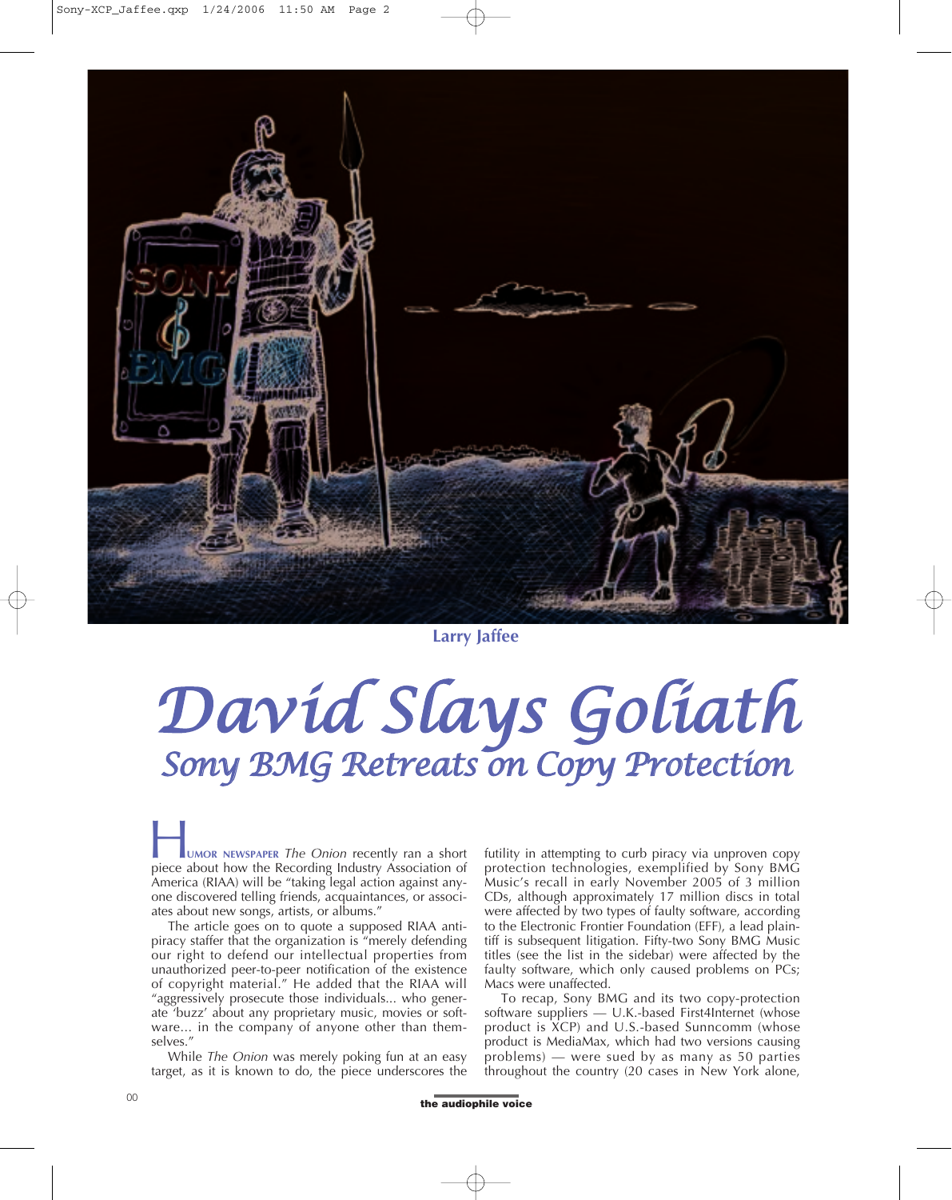Larry Jaffee

# David Slays Goliath

## Sony BMG Retreats on Copy Protection

HUMOR NEWSPAPER *The Onion* recently ran a short piece about how the Recording Industry Association of America (RIAA) will be "taking legal action against anyone discovered telling friends, acquaintances, or associates about new songs, artists, or albums."

The article goes on to quote a supposed RIAA antipiracy staffer that the organization is "merely defending our right to defend our intellectual properties from unauthorized peer-to-peer notification of the existence of copyright material." He added that the RIAA will "aggressively prosecute those individuals... who generate 'buzz' about any proprietary music, movies or software... in the company of anyone other than themselves."

While *The Onion* was merely poking fun at an easy target, as it is known to do, the piece underscores the futility in attempting to curb piracy via unproven copy protection technologies, exemplified by Sony BMG Music's recall in early November 2005 of 3 million CDs, although approximately 17 million discs in total were affected by two types of faulty software, according to the Electronic Frontier Foundation (EFF), a lead plaintiff is subsequent litigation. Fifty-two Sony BMG Music titles (see the list in the sidebar) were affected by the faulty software, which only caused problems on PCs; Macs were unaffected.

To recap, Sony BMG and its two copy-protection software suppliers — U.K.-based First4Internet (whose product is XCP) and U.S.-based Sunncomm (whose product is MediaMax, which had two versions causing problems) — were sued by as many as 50 parties throughout the country (20 cases in New York alone,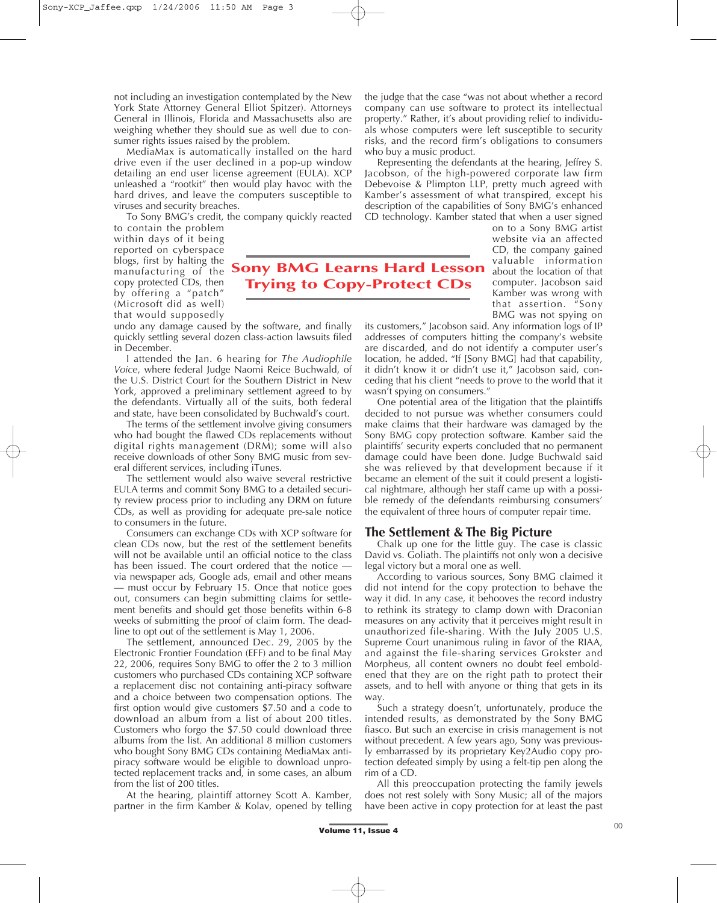# Sony BMG Learns Hard Lesson Trying to Copy-Protect CDs

not including an investigation contemplated by the New York State Attorney General Elliot Spitzer). Attorneys General in Illinois, Florida and Massachusetts also are weighing whether they should sue as well due to consumer rights issues raised by the problem.

MediaMax is automatically installed on the hard drive even if the user declined in a pop-up window detailing an end user license agreement (EULA). XCP unleashed a "rootkit" then would play havoc with the hard drives, and leave the computers susceptible to viruses and security breaches.

To Sony BMG's credit, the company quickly reacted to contain the problem within days of it being reported on cyberspace blogs, first by halting the manufacturing of the copy protected CDs, then by offering a "patch" (Microsoft did as well) that would supposedly undo any damage caused by the software, and finally quickly settling several dozen class-action lawsuits filed in December.

I attended the Jan. 6 hearing for *The Audiophile Voice*, where federal Judge Naomi Reice Buchwald, of the U.S. District Court for the Southern District in New York, approved a preliminary settlement agreed to by the defendants. Virtually all of the suits, both federal and state, have been consolidated by Buchwald's court.

The terms of the settlement involve giving consumers who had bought the flawed CDs replacements without digital rights management (DRM); some will also receive downloads of other Sony BMG music from several different services, including iTunes.

The settlement would also waive several restrictive EULA terms and commit Sony BMG to a detailed security review process prior to including any DRM on future CDs, as well as providing for adequate pre-sale notice to consumers in the future.

Consumers can exchange CDs with XCP software for clean CDs now, but the rest of the settlement benefits will not be available until an official notice to the class has been issued. The court ordered that the notice — via newspaper ads, Google ads, email and other means — must occur by February 15. Once that notice goes out, consumers can begin submitting claims for settlement benefits and should get those benefits within 6-8 weeks of submitting the proof of claim form. The deadline to opt out of the settlement is May 1, 2006.

The settlement, announced Dec. 29, 2005 by the Electronic Frontier Foundation (EFF) and to be final May 22, 2006, requires Sony BMG to offer the 2 to 3 million customers who purchased CDs containing XCP software a replacement disc not containing anti-piracy software and a choice between two compensation options. The first option would give customers $7.50 and a code to download an album from a list of about 200 titles. Customers who forgo the $7.50 could download three albums from the list. An additional 8 million customers who bought Sony BMG CDs containing MediaMax anti-piracy software would be eligible to download unprotected replacement tracks and, in some cases, an album from the list of 200 titles.

At the hearing, plaintiff attorney Scott A. Kamber, partner in the firm Kamber & Kolav, opened by telling the judge that the case "was not about whether a record company can use software to protect its intellectual property." Rather, it's about providing relief to individuals whose computers were left susceptible to security risks, and the record firm's obligations to consumers who buy a music product.

Representing the defendants at the hearing, Jeffrey S. Jacobson, of the high-powered corporate law firm Debevoise & Plimpton LLP, pretty much agreed with Kamber's assessment of what transpired, except his description of the capabilities of Sony BMG's enhanced CD technology. Kamber stated that when a user signed on to a Sony BMG artist website via an affected CD, the company gained valuable information about the location of that computer. Jacobson said Kamber was wrong with that assertion. "Sony BMG was not spying on its customers," Jacobson said. Any information logs of IP addresses of computers hitting the company's website are discarded, and do not identify a computer user's location, he added. "If [Sony BMG] had that capability, it didn't know it or didn't use it," Jacobson said, conceding that his client "needs to prove to the world that it wasn't spying on consumers."

One potential area of the litigation that the plaintiffs decided to not pursue was whether consumers could make claims that their hardware was damaged by the Sony BMG copy protection software. Kamber said the plaintiffs' security experts concluded that no permanent damage could have been done. Judge Buchwald said she was relieved by that development because if it became an element of the suit it could present a logistical nightmare, although her staff came up with a possible remedy of the defendants reimbursing consumers' the equivalent of three hours of computer repair time.

## The Settlement & The Big Picture

Chalk up one for the little guy. The case is classic David vs. Goliath. The plaintiffs not only won a decisive legal victory but a moral one as well.

According to various sources, Sony BMG claimed it did not intend for the copy protection to behave the way it did. In any case, it behooves the record industry to rethink its strategy to clamp down with Draconian measures on any activity that it perceives might result in unauthorized file-sharing. With the July 2005 U.S. Supreme Court unanimous ruling in favor of the RIAA, and against the file-sharing services Grokster and Morpheus, all content owners no doubt feel emboldened that they are on the right path to protect their assets, and to hell with anyone or thing that gets in its way.

Such a strategy doesn't, unfortunately, produce the intended results, as demonstrated by the Sony BMG fiasco. But such an exercise in crisis management is not without precedent. A few years ago, Sony was previously embarrassed by its proprietary Key2Audio copy protection defeated simply by using a felt-tip pen along the rim of a CD.

All this preoccupation protecting the family jewels does not rest solely with Sony Music; all of the majors have been active in copy protection for at least the past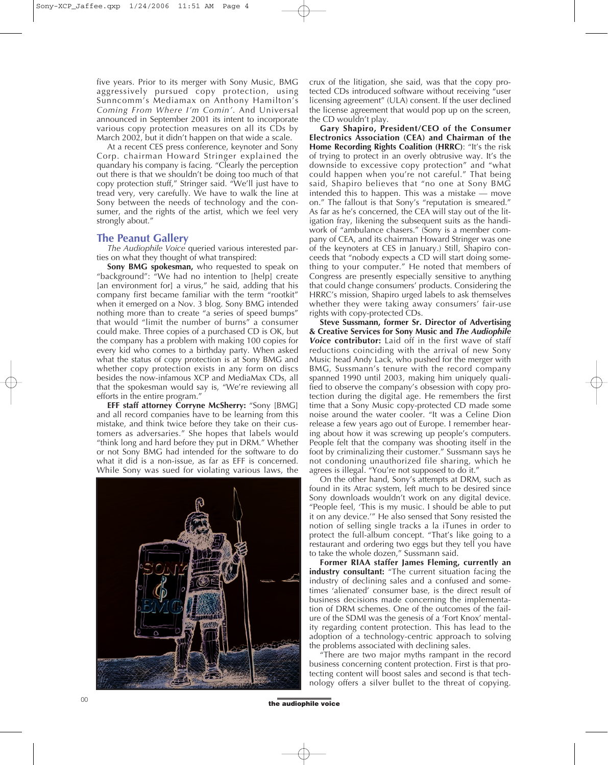five years. Prior to its merger with Sony Music, BMG aggressively pursued copy protection, using Sunncomm's Mediamax on Anthony Hamilton's *Coming From Where I'm Comin'*. And Universal announced in September 2001 its intent to incorporate various copy protection measures on all its CDs by March 2002, but it didn't happen on that wide a scale.

At a recent CES press conference, keynoter and Sony Corp. chairman Howard Stringer explained the quandary his company is facing. "Clearly the perception out there is that we shouldn't be doing too much of that copy protection stuff," Stringer said. "We'll just have to tread very, very carefully. We have to walk the line at Sony between the needs of technology and the consumer, and the rights of the artist, which we feel very strongly about."

## The Peanut Gallery

*The Audiophile Voice* queried various interested parties on what they thought of what transpired:

**Sony BMG spokesman,** who requested to speak on "background": "We had no intention to [help] create [an environment for] a virus," he said, adding that his company first became familiar with the term "rootkit" when it emerged on a Nov. 3 blog. Sony BMG intended nothing more than to create "a series of speed bumps" that would "limit the number of burns" a consumer could make. Three copies of a purchased CD is OK, but the company has a problem with making 100 copies for every kid who comes to a birthday party. When asked what the status of copy protection is at Sony BMG and whether copy protection exists in any form on discs besides the now-infamous XCP and MediaMax CDs, all that the spokesman would say is, "We're reviewing all efforts in the entire program."

**EFF staff attorney Corryne McSherry:** "Sony [BMG] and all record companies have to be learning from this mistake, and think twice before they take on their customers as adversaries." She hopes that labels would "think long and hard before they put in DRM." Whether or not Sony BMG had intended for the software to do what it did is a non-issue, as far as EFF is concerned. While Sony was sued for violating various laws, the crux of the litigation, she said, was that the copy protected CDs introduced software without receiving "user licensing agreement" (ULA) consent. If the user declined the license agreement that would pop up on the screen, the CD wouldn't play.

**Gary Shapiro, President/CEO of the Consumer Electronics Association (CEA) and Chairman of the Home Recording Rights Coalition (HRRC)**: "It's the risk of trying to protect in an overly obtrusive way. It's the downside to excessive copy protection" and "what could happen when you're not careful." That being said, Shapiro believes that "no one at Sony BMG intended this to happen. This was a mistake — move on." The fallout is that Sony's "reputation is smeared." As far as he's concerned, the CEA will stay out of the litigation fray, likening the subsequent suits as the handiwork of "ambulance chasers." (Sony is a member company of CEA, and its chairman Howard Stringer was one of the keynoters at CES in January.) Still, Shapiro concedes that "nobody expects a CD will start doing something to your computer." He noted that members of Congress are presently especially sensitive to anything that could change consumers' products. Considering the HRRC's mission, Shapiro urged labels to ask themselves whether they were taking away consumers' fair-use rights with copy-protected CDs.

**Steve Sussmann, former Sr. Director of Advertising & Creative Services for Sony Music and *The Audiophile Voice* contributor:** Laid off in the first wave of staff reductions coinciding with the arrival of new Sony Music head Andy Lack, who pushed for the merger with BMG, Sussmann's tenure with the record company spanned 1990 until 2003, making him uniquely qualified to observe the company's obsession with copy protection during the digital age. He remembers the first time that a Sony Music copy-protected CD made some noise around the water cooler. "It was a Celine Dion release a few years ago out of Europe. I remember hearing about how it was screwing up people's computers. People felt that the company was shooting itself in the foot by criminalizing their customer." Sussmann says he not condoning unauthorized file sharing, which he agrees is illegal. "You're not supposed to do it."

On the other hand, Sony's attempts at DRM, such as found in its Atrac system, left much to be desired since Sony downloads wouldn't work on any digital device. "People feel, 'This is my music. I should be able to put it on any device.'" He also sensed that Sony resisted the notion of selling single tracks a la iTunes in order to protect the full-album concept. "That's like going to a restaurant and ordering two eggs but they tell you you have to take the whole dozen," Sussmann said.

**Former RIAA staffer James Fleming, currently an industry consultant:** "The current situation facing the industry of declining sales and a confused and sometimes 'alienated' consumer base, is the direct result of business decisions made concerning the implementation of DRM schemes. One of the outcomes of the failure of the SDMI was the genesis of a 'Fort Knox' mentality regarding content protection. This has lead to the adoption of a technology-centric approach to solving the problems associated with declining sales.

"There are two major myths rampant in the record business concerning content protection. First is that protecting content will boost sales and second is that technology offers a silver bullet to the threat of copying.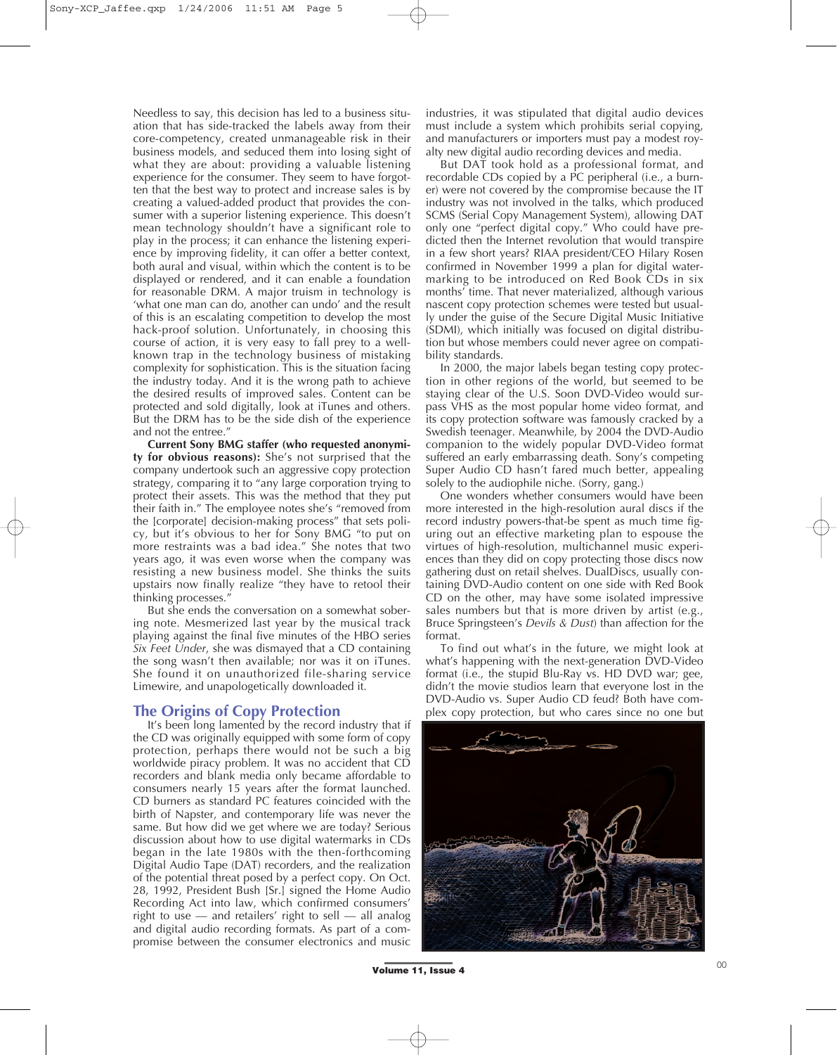Needless to say, this decision has led to a business situation that has side-tracked the labels away from their core-competency, created unmanageable risk in their business models, and seduced them into losing sight of what they are about: providing a valuable listening experience for the consumer. They seem to have forgotten that the best way to protect and increase sales is by creating a valued-added product that provides the consumer with a superior listening experience. This doesn't mean technology shouldn't have a significant role to play in the process; it can enhance the listening experience by improving fidelity, it can offer a better context, both aural and visual, within which the content is to be displayed or rendered, and it can enable a foundation for reasonable DRM. A major truism in technology is 'what one man can do, another can undo' and the result of this is an escalating competition to develop the most hack-proof solution. Unfortunately, in choosing this course of action, it is very easy to fall prey to a well-known trap in the technology business of mistaking complexity for sophistication. This is the situation facing the industry today. And it is the wrong path to achieve the desired results of improved sales. Content can be protected and sold digitally, look at iTunes and others. But the DRM has to be the side dish of the experience and not the entree."

**Current Sony BMG staffer (who requested anonymity for obvious reasons):** She's not surprised that the company undertook such an aggressive copy protection strategy, comparing it to "any large corporation trying to protect their assets. This was the method that they put their faith in." The employee notes she's "removed from the [corporate] decision-making process" that sets policy, but it's obvious to her for Sony BMG "to put on more restraints was a bad idea." She notes that two years ago, it was even worse when the company was resisting a new business model. She thinks the suits upstairs now finally realize "they have to retool their thinking processes."

But she ends the conversation on a somewhat sobering note. Mesmerized last year by the musical track playing against the final five minutes of the HBO series *Six Feet Under*, she was dismayed that a CD containing the song wasn't then available; nor was it on iTunes. She found it on unauthorized file-sharing service Limewire, and unapologetically downloaded it.

## The Origins of Copy Protection

It's been long lamented by the record industry that if the CD was originally equipped with some form of copy protection, perhaps there would not be such a big worldwide piracy problem. It was no accident that CD recorders and blank media only became affordable to consumers nearly 15 years after the format launched. CD burners as standard PC features coincided with the birth of Napster, and contemporary life was never the same. But how did we get where we are today? Serious discussion about how to use digital watermarks in CDs began in the late 1980s with the then-forthcoming Digital Audio Tape (DAT) recorders, and the realization of the potential threat posed by a perfect copy. On Oct. 28, 1992, President Bush [Sr.] signed the Home Audio Recording Act into law, which confirmed consumers' right to use — and retailers' right to sell — all analog and digital audio recording formats. As part of a compromise between the consumer electronics and music industries, it was stipulated that digital audio devices must include a system which prohibits serial copying, and manufacturers or importers must pay a modest royalty new digital audio recording devices and media.

But DAT took hold as a professional format, and recordable CDs copied by a PC peripheral (i.e., a burner) were not covered by the compromise because the IT industry was not involved in the talks, which produced SCMS (Serial Copy Management System), allowing DAT only one "perfect digital copy." Who could have predicted then the Internet revolution that would transpire in a few short years? RIAA president/CEO Hilary Rosen confirmed in November 1999 a plan for digital watermarking to be introduced on Red Book CDs in six months' time. That never materialized, although various nascent copy protection schemes were tested but usually under the guise of the Secure Digital Music Initiative (SDMI), which initially was focused on digital distribution but whose members could never agree on compatibility standards.

In 2000, the major labels began testing copy protection in other regions of the world, but seemed to be staying clear of the U.S. Soon DVD-Video would surpass VHS as the most popular home video format, and its copy protection software was famously cracked by a Swedish teenager. Meanwhile, by 2004 the DVD-Audio companion to the widely popular DVD-Video format suffered an early embarrassing death. Sony's competing Super Audio CD hasn't fared much better, appealing solely to the audiophile niche. (Sorry, gang.)

One wonders whether consumers would have been more interested in the high-resolution aural discs if the record industry powers-that-be spent as much time figuring out an effective marketing plan to espouse the virtues of high-resolution, multichannel music experiences than they did on copy protecting those discs now gathering dust on retail shelves. DualDiscs, usually containing DVD-Audio content on one side with Red Book CD on the other, may have some isolated impressive sales numbers but that is more driven by artist (e.g., Bruce Springsteen's *Devils & Dust*) than affection for the format.

To find out what's in the future, we might look at what's happening with the next-generation DVD-Video format (i.e., the stupid Blu-Ray vs. HD DVD war; gee, didn't the movie studios learn that everyone lost in the DVD-Audio vs. Super Audio CD feud? Both have complex copy protection, but who cares since no one but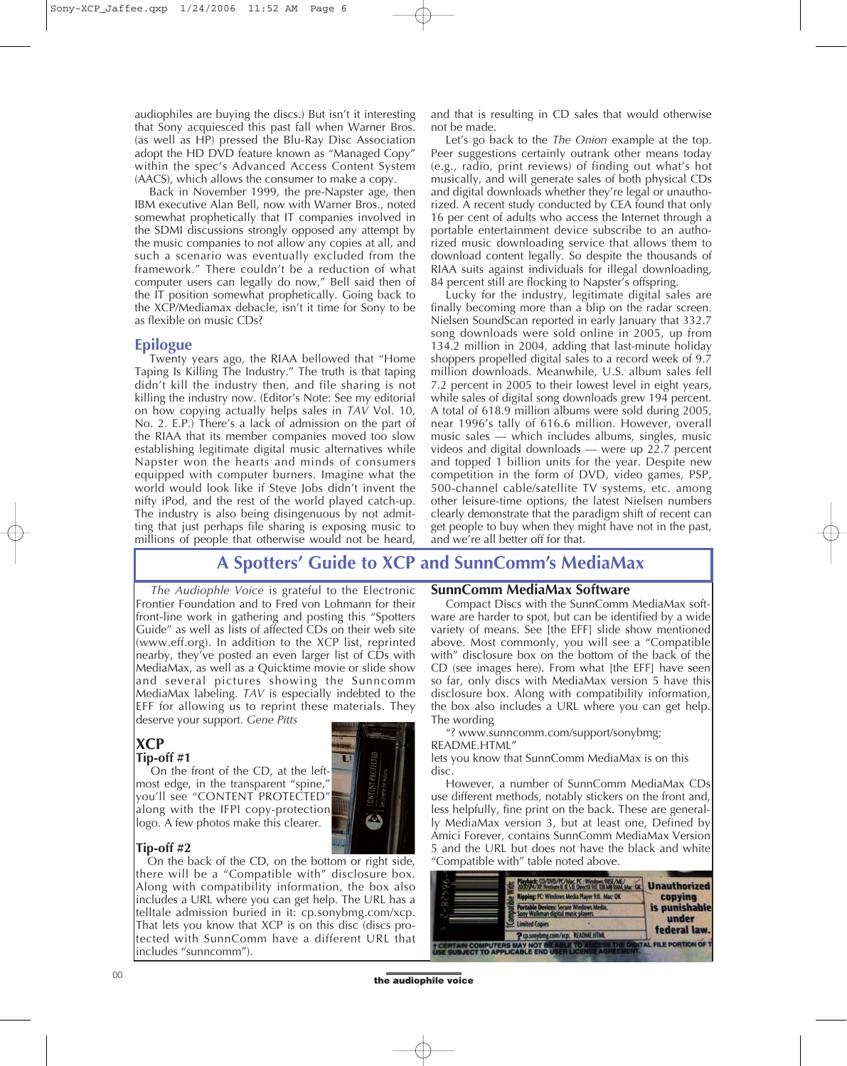audiophiles are buying the discs.) But isn't it interesting that Sony acquiesced this past fall when Warner Bros. (as well as HP) pressed the Blu-Ray Disc Association adopt the HD DVD feature known as "Managed Copy" within the spec's Advanced Access Content System (AACS), which allows the consumer to make a copy.

Back in November 1999, the pre-Napster age, then IBM executive Alan Bell, now with Warner Bros., noted somewhat prophetically that IT companies involved in the SDMI discussions strongly opposed any attempt by the music companies to not allow any copies at all, and such a scenario was eventually excluded from the framework." There couldn't be a reduction of what computer users can legally do now," Bell said then of the IT position somewhat prophetically. Going back to the XCP/Mediamax debacle, isn't it time for Sony to be as flexible on music CDs?

## Epilogue

Twenty years ago, the RIAA bellowed that "Home Taping Is Killing The Industry." The truth is that taping didn't kill the industry then, and file sharing is not killing the industry now. (Editor's Note: See my editorial on how copying actually helps sales in *TAV* Vol. 10, No. 2. E.P.) There's a lack of admission on the part of the RIAA that its member companies moved too slow establishing legitimate digital music alternatives while Napster won the hearts and minds of consumers equipped with computer burners. Imagine what the world would look like if Steve Jobs didn't invent the nifty iPod, and the rest of the world played catch-up. The industry is also being disingenuous by not admitting that just perhaps file sharing is exposing music to millions of people that otherwise would not be heard, and that is resulting in CD sales that would otherwise not be made.

Let's go back to the *The Onion* example at the top. Peer suggestions certainly outrank other means today (e.g., radio, print reviews) of finding out what's hot musically, and will generate sales of both physical CDs and digital downloads whether they're legal or unauthorized. A recent study conducted by CEA found that only 16 per cent of adults who access the Internet through a portable entertainment device subscribe to an authorized music downloading service that allows them to download content legally. So despite the thousands of RIAA suits against individuals for illegal downloading, 84 percent still are flocking to Napster's offspring.

Lucky for the industry, legitimate digital sales are finally becoming more than a blip on the radar screen. Nielsen SoundScan reported in early January that 332.7 song downloads were sold online in 2005, up from 134.2 million in 2004, adding that last-minute holiday shoppers propelled digital sales to a record week of 9.7 million downloads. Meanwhile, U.S. album sales fell 7.2 percent in 2005 to their lowest level in eight years, while sales of digital song downloads grew 194 percent. A total of 618.9 million albums were sold during 2005, near 1996's tally of 616.6 million. However, overall music sales — which includes albums, singles, music videos and digital downloads — were up 22.7 percent and topped 1 billion units for the year. Despite new competition in the form of DVD, video games, PSP, 500-channel cable/satellite TV systems, etc. among other leisure-time options, the latest Nielsen numbers clearly demonstrate that the paradigm shift of recent can get people to buy when they might have not in the past, and we're all better off for that.

## A Spotters' Guide to XCP and SunnComm's MediaMax

*The Audiophle Voice* is grateful to the Electronic Frontier Foundation and to Fred von Lohmann for their front-line work in gathering and posting this "Spotters Guide" as well as lists of affected CDs on their web site (www.eff.org). In addition to the XCP list, reprinted nearby, they've posted an even larger list of CDs with MediaMax, as well as a Quicktime movie or slide show and several pictures showing the Sunncomm MediaMax labeling. *TAV* is especially indebted to the EFF for allowing us to reprint these materials. They deserve your support. *Gene Pitts*

### XCP

**Tip-off #1**

On the front of the CD, at the leftmost edge, in the transparent "spine," you'll see "CONTENT PROTECTED" along with the IFPI copy-protection logo. A few photos make this clearer.

**Tip-off #2**

On the back of the CD, on the bottom or right side, there will be a "Compatible with" disclosure box. Along with compatibility information, the box also includes a URL where you can get help. The URL has a telltale admission buried in it: cp.sonybmg.com/xcp. That lets you know that XCP is on this disc (discs protected with SunnComm have a different URL that includes "sunncomm").

### SunnComm MediaMax Software

Compact Discs with the SunnComm MediaMax software are harder to spot, but can be identified by a wide variety of means. See [the EFF] slide show mentioned above. Most commonly, you will see a "Compatible with" disclosure box on the bottom of the back of the CD (see images here). From what [the EFF] have seen so far, only discs with MediaMax version 5 have this disclosure box. Along with compatibility information, the box also includes a URL where you can get help. The wording

"? www.sunncomm.com/support/sonybmg; README.HTML"

lets you know that SunnComm MediaMax is on this disc.

However, a number of SunnComm MediaMax CDs use different methods, notably stickers on the front and, less helpfully, fine print on the back. These are generally MediaMax version 3, but at least one, Defined by Amici Forever, contains SunnComm MediaMax Version 5 and the URL but does not have the black and white "Compatible with" table noted above.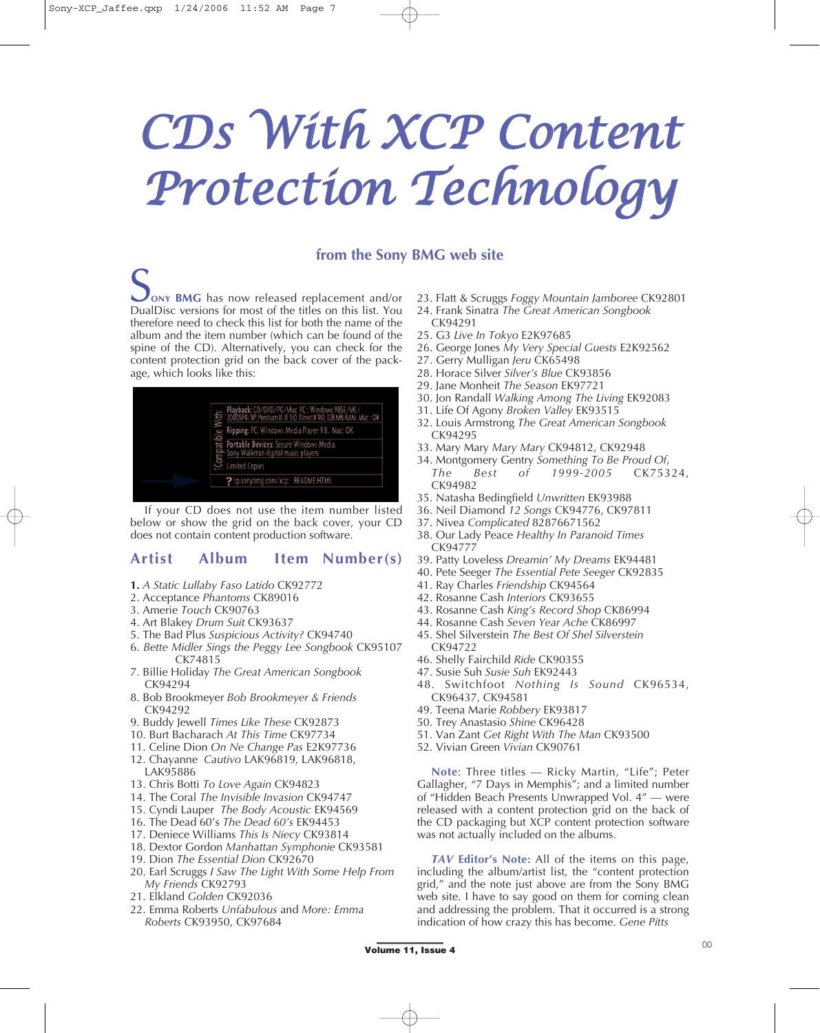# CDs With XCP Content Protection Technology

### from the Sony BMG web site

**Sony BMG** has now released replacement and/or DualDisc versions for most of the titles on this list. You therefore need to check this list for both the name of the album and the item number (which can be found of the spine of the CD). Alternatively, you can check for the content protection grid on the back cover of the package, which looks like this:

Compatible With:
Playback: CD/DVD/PC/Mac. PC: Windows 98SE/ME/2000SP4/XP, Pentium II, IE 5.0, DirectX 9.0, 128 MB RAM. Mac: OK
Ripping: PC: Windows Media Player 9.0. Mac: OK
Portable Devices: Secure Windows Media, Sony Walkman digital music players
Limited Copies
? cp.sonybmg.com/xcp: README.HTML

If your CD does not use the item number listed below or show the grid on the back cover, your CD does not contain content production software.

## Artist Album Item Number(s)

1. *A Static Lullaby Faso Latido* CK92772
2. Acceptance *Phantoms* CK89016
3. Amerie *Touch* CK90763
4. Art Blakey *Drum Suit* CK93637
5. The Bad Plus *Suspicious Activity?* CK94740
6. *Bette Midler Sings the Peggy Lee Songbook* CK95107 CK74815
7. Billie Holiday *The Great American Songbook* CK94294
8. Bob Brookmeyer *Bob Brookmeyer & Friends* CK94292
9. Buddy Jewell *Times Like These* CK92873
10. Burt Bacharach *At This Time* CK97734
11. Celine Dion *On Ne Change Pas* E2K97736
12. Chayanne *Cautivo* LAK96819, LAK96818, LAK95886
13. Chris Botti *To Love Again* CK94823
14. The Coral *The Invisible Invasion* CK94747
15. Cyndi Lauper *The Body Acoustic* EK94569
16. The Dead 60's *The Dead 60's* EK94453
17. Deniece Williams *This Is Niecy* CK93814
18. Dextor Gordon *Manhattan Symphonie* CK93581
19. Dion *The Essential Dion* CK92670
20. Earl Scruggs *I Saw The Light With Some Help From My Friends* CK92793
21. Elkland *Golden* CK92036
22. Emma Roberts *Unfabulous* and *More: Emma Roberts* CK93950, CK97684
23. Flatt & Scruggs *Foggy Mountain Jamboree* CK92801
24. Frank Sinatra *The Great American Songbook* CK94291
25. G3 *Live In Tokyo* E2K97685
26. George Jones *My Very Special Guests* E2K92562
27. Gerry Mulligan *Jeru* CK65498
28. Horace Silver *Silver's Blue* CK93856
29. Jane Monheit *The Season* EK97721
30. Jon Randall *Walking Among The Living* EK92083
31. Life Of Agony *Broken Valley* EK93515
32. Louis Armstrong *The Great American Songbook* CK94295
33. Mary Mary *Mary Mary* CK94812, CK92948
34. Montgomery Gentry *Something To Be Proud Of, The Best of 1999-2005* CK75324, CK94982
35. Natasha Bedingfield *Unwritten* EK93988
36. Neil Diamond *12 Songs* CK94776, CK97811
37. Nivea *Complicated* 82876671562
38. Our Lady Peace *Healthy In Paranoid Times* CK94777
39. Patty Loveless *Dreamin' My Dreams* EK94481
40. Pete Seeger *The Essential Pete Seeger* CK92835
41. Ray Charles *Friendship* CK94564
42. Rosanne Cash *Interiors* CK93655
43. Rosanne Cash *King's Record Shop* CK86994
44. Rosanne Cash *Seven Year Ache* CK86997
45. Shel Silverstein *The Best Of Shel Silverstein* CK94722
46. Shelly Fairchild *Ride* CK90355
47. Susie Suh *Susie Suh* EK92443
48. Switchfoot *Nothing Is Sound* CK96534, CK96437, CK94581
49. Teena Marie *Robbery* EK93817
50. Trey Anastasio *Shine* CK96428
51. Van Zant *Get Right With The Man* CK93500
52. Vivian Green *Vivian* CK90761

**Note**: Three titles — Ricky Martin, "Life"; Peter Gallagher, "7 Days in Memphis"; and a limited number of "Hidden Beach Presents Unwrapped Vol. 4" — were released with a content protection grid on the back of the CD packaging but XCP content protection software was not actually included on the albums.

***TAV* Editor's Note:** All of the items on this page, including the album/artist list, the "content protection grid," and the note just above are from the Sony BMG web site. I have to say good on them for coming clean and addressing the problem. That it occurred is a strong indication of how crazy this has become. *Gene Pitts*